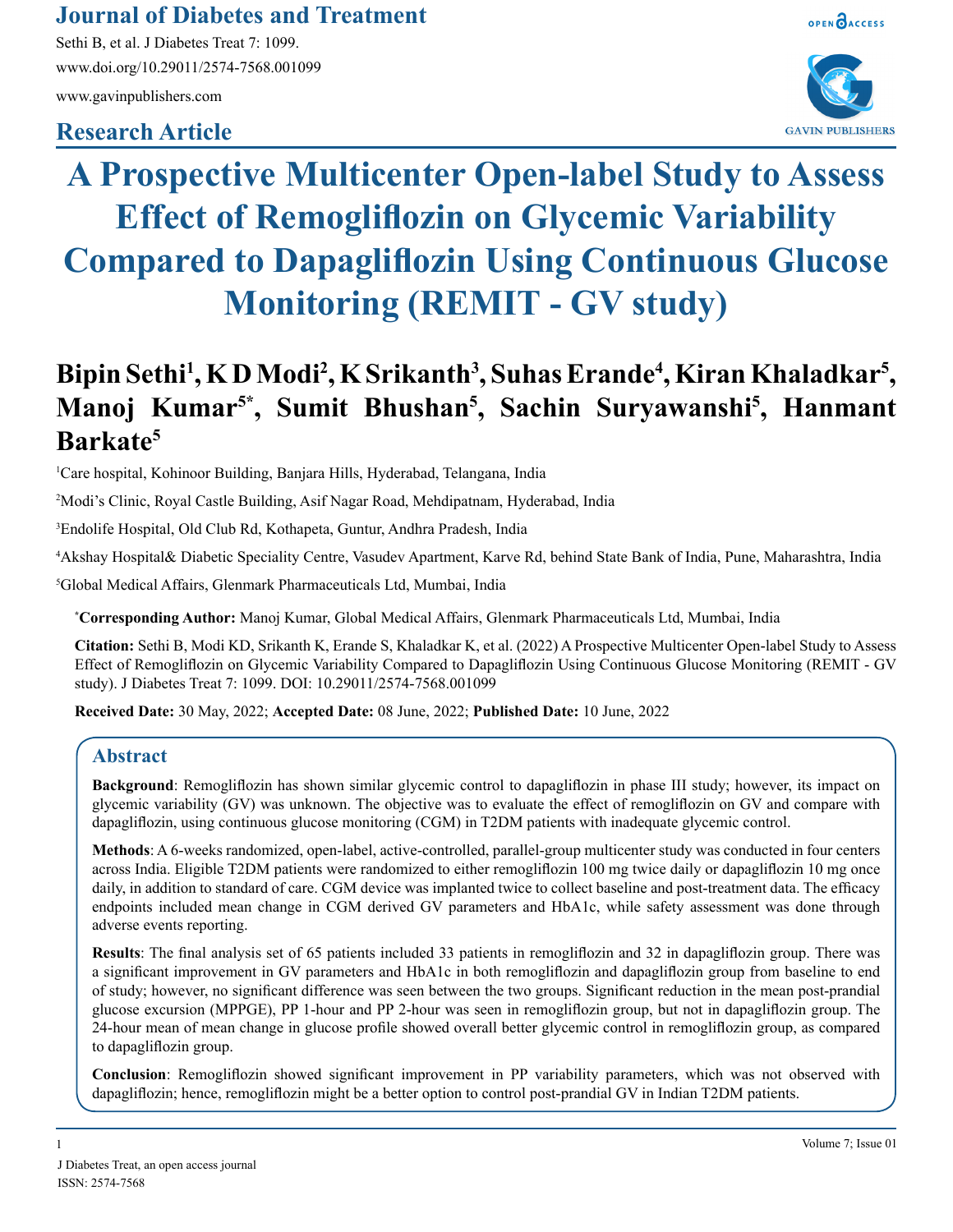# A Prospective Multicenter Open-label Study to Assess Effect of Remogliflozin on Glycemic Variability Compared to Dapagliflozin Using Continuous Glucose Monitoring (REMIT - GV study)

**Research Article**

**Bipin Sethi[1], K D Modi[2], K Srikanth[3], Suhas Erande[4], Kiran Khaladkar[5], Manoj Kumar[5*], Sumit Bhushan[5], Sachin Suryawanshi[5], Hanmant Barkate[5]**

[1]Care hospital, Kohinoor Building, Banjara Hills, Hyderabad, Telangana, India

[2]Modi's Clinic, Royal Castle Building, Asif Nagar Road, Mehdipatnam, Hyderabad, India

[3]Endolife Hospital, Old Club Rd, Kothapeta, Guntur, Andhra Pradesh, India

[4]Akshay Hospital& Diabetic Speciality Centre, Vasudev Apartment, Karve Rd, behind State Bank of India, Pune, Maharashtra, India

[5]Global Medical Affairs, Glenmark Pharmaceuticals Ltd, Mumbai, India

**[*]Corresponding Author:** Manoj Kumar, Global Medical Affairs, Glenmark Pharmaceuticals Ltd, Mumbai, India

**Citation:** Sethi B, Modi KD, Srikanth K, Erande S, Khaladkar K, et al. (2022) A Prospective Multicenter Open-label Study to Assess Effect of Remogliflozin on Glycemic Variability Compared to Dapagliflozin Using Continuous Glucose Monitoring (REMIT - GV study). J Diabetes Treat 7: 1099. DOI: 10.29011/2574-7568.001099

**Received Date:** 30 May, 2022; **Accepted Date:** 08 June, 2022; **Published Date:** 10 June, 2022

## Abstract

**Background**: Remogliflozin has shown similar glycemic control to dapagliflozin in phase III study; however, its impact on glycemic variability (GV) was unknown. The objective was to evaluate the effect of remogliflozin on GV and compare with dapagliflozin, using continuous glucose monitoring (CGM) in T2DM patients with inadequate glycemic control.

**Methods**: A 6-weeks randomized, open-label, active-controlled, parallel-group multicenter study was conducted in four centers across India. Eligible T2DM patients were randomized to either remogliflozin 100 mg twice daily or dapagliflozin 10 mg once daily, in addition to standard of care. CGM device was implanted twice to collect baseline and post-treatment data. The efficacy endpoints included mean change in CGM derived GV parameters and HbA1c, while safety assessment was done through adverse events reporting.

**Results**: The final analysis set of 65 patients included 33 patients in remogliflozin and 32 in dapagliflozin group. There was a significant improvement in GV parameters and HbA1c in both remogliflozin and dapagliflozin group from baseline to end of study; however, no significant difference was seen between the two groups. Significant reduction in the mean post-prandial glucose excursion (MPPGE), PP 1-hour and PP 2-hour was seen in remogliflozin group, but not in dapagliflozin group. The 24-hour mean of mean change in glucose profile showed overall better glycemic control in remogliflozin group, as compared to dapagliflozin group.

**Conclusion**: Remogliflozin showed significant improvement in PP variability parameters, which was not observed with dapagliflozin; hence, remogliflozin might be a better option to control post-prandial GV in Indian T2DM patients.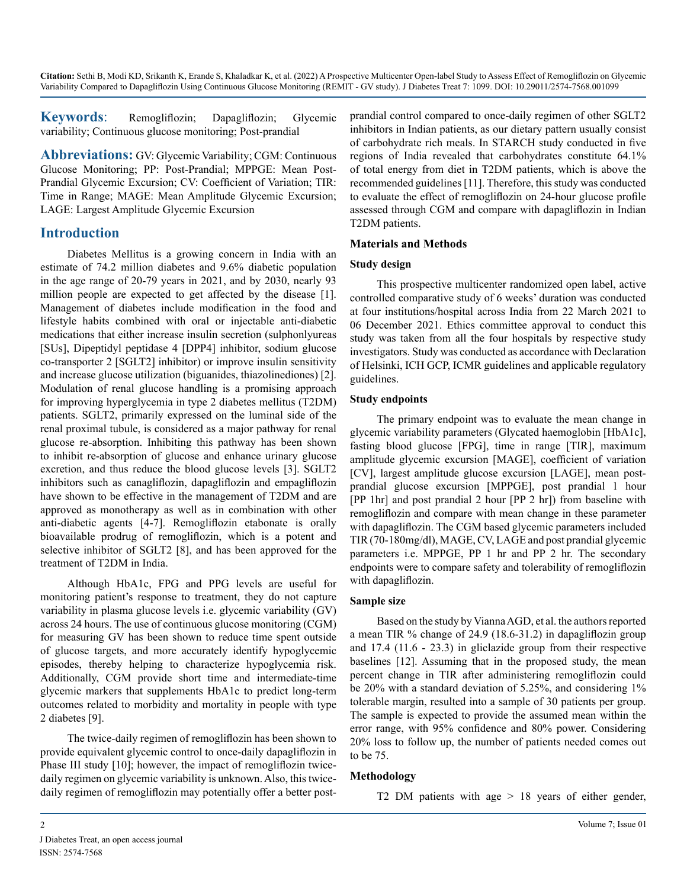**Keywords**: Remogliflozin; Dapagliflozin; Glycemic variability; Continuous glucose monitoring; Post-prandial

**Abbreviations:** GV: Glycemic Variability; CGM: Continuous Glucose Monitoring; PP: Post-Prandial; MPPGE: Mean Post-Prandial Glycemic Excursion; CV: Coefficient of Variation; TIR: Time in Range; MAGE: Mean Amplitude Glycemic Excursion; LAGE: Largest Amplitude Glycemic Excursion

## Introduction

Diabetes Mellitus is a growing concern in India with an estimate of 74.2 million diabetes and 9.6% diabetic population in the age range of 20-79 years in 2021, and by 2030, nearly 93 million people are expected to get affected by the disease [1]. Management of diabetes include modification in the food and lifestyle habits combined with oral or injectable anti-diabetic medications that either increase insulin secretion (sulphonlyureas [SUs], Dipeptidyl peptidase 4 [DPP4] inhibitor, sodium glucose co-transporter 2 [SGLT2] inhibitor) or improve insulin sensitivity and increase glucose utilization (biguanides, thiazolinediones) [2]. Modulation of renal glucose handling is a promising approach for improving hyperglycemia in type 2 diabetes mellitus (T2DM) patients. SGLT2, primarily expressed on the luminal side of the renal proximal tubule, is considered as a major pathway for renal glucose re-absorption. Inhibiting this pathway has been shown to inhibit re-absorption of glucose and enhance urinary glucose excretion, and thus reduce the blood glucose levels [3]. SGLT2 inhibitors such as canagliflozin, dapagliflozin and empagliflozin have shown to be effective in the management of T2DM and are approved as monotherapy as well as in combination with other anti-diabetic agents [4-7]. Remogliflozin etabonate is orally bioavailable prodrug of remogliflozin, which is a potent and selective inhibitor of SGLT2 [8], and has been approved for the treatment of T2DM in India.

Although HbA1c, FPG and PPG levels are useful for monitoring patient's response to treatment, they do not capture variability in plasma glucose levels i.e. glycemic variability (GV) across 24 hours. The use of continuous glucose monitoring (CGM) for measuring GV has been shown to reduce time spent outside of glucose targets, and more accurately identify hypoglycemic episodes, thereby helping to characterize hypoglycemia risk. Additionally, CGM provide short time and intermediate-time glycemic markers that supplements HbA1c to predict long-term outcomes related to morbidity and mortality in people with type 2 diabetes [9].

The twice-daily regimen of remogliflozin has been shown to provide equivalent glycemic control to once-daily dapagliflozin in Phase III study [10]; however, the impact of remogliflozin twice-daily regimen on glycemic variability is unknown. Also, this twice-daily regimen of remogliflozin may potentially offer a better post-prandial control compared to once-daily regimen of other SGLT2 inhibitors in Indian patients, as our dietary pattern usually consist of carbohydrate rich meals. In STARCH study conducted in five regions of India revealed that carbohydrates constitute 64.1% of total energy from diet in T2DM patients, which is above the recommended guidelines [11]. Therefore, this study was conducted to evaluate the effect of remogliflozin on 24-hour glucose profile assessed through CGM and compare with dapagliflozin in Indian T2DM patients.

## Materials and Methods

### Study design

This prospective multicenter randomized open label, active controlled comparative study of 6 weeks' duration was conducted at four institutions/hospital across India from 22 March 2021 to 06 December 2021. Ethics committee approval to conduct this study was taken from all the four hospitals by respective study investigators. Study was conducted as accordance with Declaration of Helsinki, ICH GCP, ICMR guidelines and applicable regulatory guidelines.

### Study endpoints

The primary endpoint was to evaluate the mean change in glycemic variability parameters (Glycated haemoglobin [HbA1c], fasting blood glucose [FPG], time in range [TIR], maximum amplitude glycemic excursion [MAGE], coefficient of variation [CV], largest amplitude glucose excursion [LAGE], mean post-prandial glucose excursion [MPPGE], post prandial 1 hour [PP 1hr] and post prandial 2 hour [PP 2 hr]) from baseline with remogliflozin and compare with mean change in these parameter with dapagliflozin. The CGM based glycemic parameters included TIR (70-180mg/dl), MAGE, CV, LAGE and post prandial glycemic parameters i.e. MPPGE, PP 1 hr and PP 2 hr. The secondary endpoints were to compare safety and tolerability of remogliflozin with dapagliflozin.

### Sample size

Based on the study by Vianna AGD, et al. the authors reported a mean TIR % change of 24.9 (18.6-31.2) in dapagliflozin group and 17.4 (11.6 - 23.3) in gliclazide group from their respective baselines [12]. Assuming that in the proposed study, the mean percent change in TIR after administering remogliflozin could be 20% with a standard deviation of 5.25%, and considering 1% tolerable margin, resulted into a sample of 30 patients per group. The sample is expected to provide the assumed mean within the error range, with 95% confidence and 80% power. Considering 20% loss to follow up, the number of patients needed comes out to be 75.

### Methodology

T2 DM patients with age > 18 years of either gender,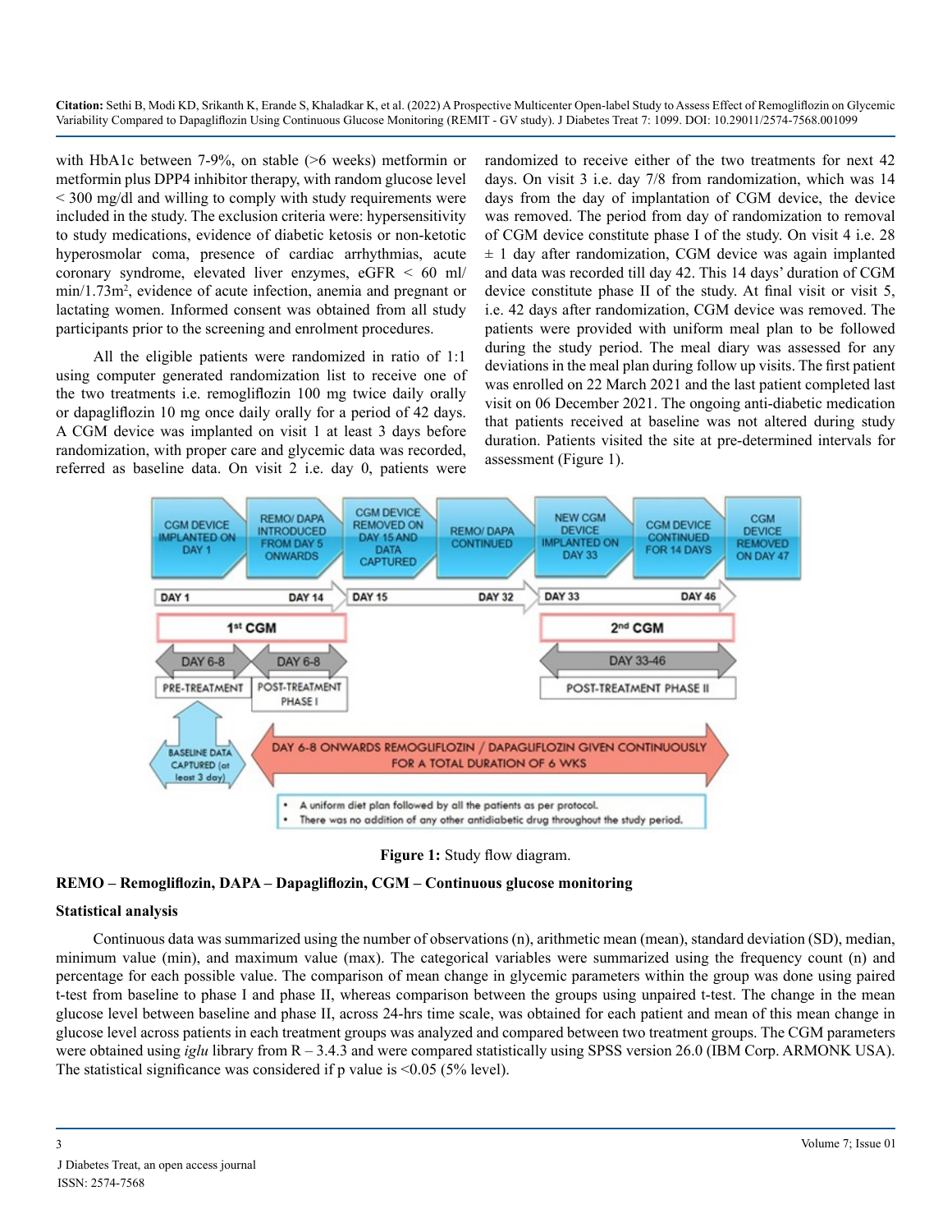with HbA1c between 7-9%, on stable (>6 weeks) metformin or metformin plus DPP4 inhibitor therapy, with random glucose level < 300 mg/dl and willing to comply with study requirements were included in the study. The exclusion criteria were: hypersensitivity to study medications, evidence of diabetic ketosis or non-ketotic hyperosmolar coma, presence of cardiac arrhythmias, acute coronary syndrome, elevated liver enzymes, eGFR < 60 ml/min/1.73m$^2$, evidence of acute infection, anemia and pregnant or lactating women. Informed consent was obtained from all study participants prior to the screening and enrolment procedures.

All the eligible patients were randomized in ratio of 1:1 using computer generated randomization list to receive one of the two treatments i.e. remogliflozin 100 mg twice daily orally or dapagliflozin 10 mg once daily orally for a period of 42 days. A CGM device was implanted on visit 1 at least 3 days before randomization, with proper care and glycemic data was recorded, referred as baseline data. On visit 2 i.e. day 0, patients were randomized to receive either of the two treatments for next 42 days. On visit 3 i.e. day 7/8 from randomization, which was 14 days from the day of implantation of CGM device, the device was removed. The period from day of randomization to removal of CGM device constitute phase I of the study. On visit 4 i.e. 28 ± 1 day after randomization, CGM device was again implanted and data was recorded till day 42. This 14 days' duration of CGM device constitute phase II of the study. At final visit or visit 5, i.e. 42 days after randomization, CGM device was removed. The patients were provided with uniform meal plan to be followed during the study period. The meal diary was assessed for any deviations in the meal plan during follow up visits. The first patient was enrolled on 22 March 2021 and the last patient completed last visit on 06 December 2021. The ongoing anti-diabetic medication that patients received at baseline was not altered during study duration. Patients visited the site at pre-determined intervals for assessment (Figure 1).

**Figure 1:** Study flow diagram.

**REMO – Remogliflozin, DAPA – Dapagliflozin, CGM – Continuous glucose monitoring**

**Statistical analysis**

Continuous data was summarized using the number of observations (n), arithmetic mean (mean), standard deviation (SD), median, minimum value (min), and maximum value (max). The categorical variables were summarized using the frequency count (n) and percentage for each possible value. The comparison of mean change in glycemic parameters within the group was done using paired t-test from baseline to phase I and phase II, whereas comparison between the groups using unpaired t-test. The change in the mean glucose level between baseline and phase II, across 24-hrs time scale, was obtained for each patient and mean of this mean change in glucose level across patients in each treatment groups was analyzed and compared between two treatment groups. The CGM parameters were obtained using *iglu* library from R – 3.4.3 and were compared statistically using SPSS version 26.0 (IBM Corp. ARMONK USA). The statistical significance was considered if p value is <0.05 (5% level).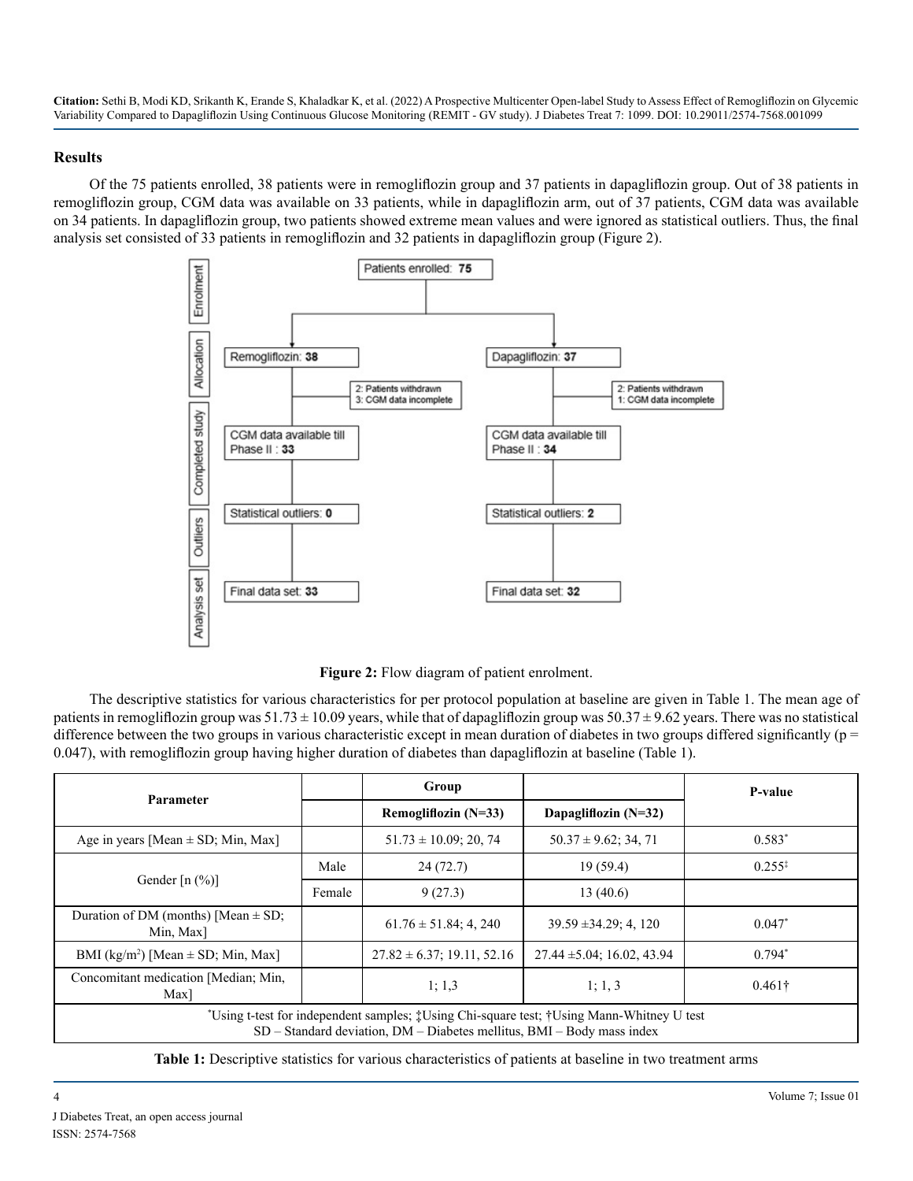## Results

Of the 75 patients enrolled, 38 patients were in remogliflozin group and 37 patients in dapagliflozin group. Out of 38 patients in remogliflozin group, CGM data was available on 33 patients, while in dapagliflozin arm, out of 37 patients, CGM data was available on 34 patients. In dapagliflozin group, two patients showed extreme mean values and were ignored as statistical outliers. Thus, the final analysis set consisted of 33 patients in remogliflozin and 32 patients in dapagliflozin group (Figure 2).

**Figure 2:** Flow diagram of patient enrolment.

The descriptive statistics for various characteristics for per protocol population at baseline are given in Table 1. The mean age of patients in remogliflozin group was 51.73 ± 10.09 years, while that of dapagliflozin group was 50.37 ± 9.62 years. There was no statistical difference between the two groups in various characteristic except in mean duration of diabetes in two groups differed significantly (p = 0.047), with remogliflozin group having higher duration of diabetes than dapagliflozin at baseline (Table 1).

| Parameter | | Group | | P-value |
|---|---|---|---|---|
| | | Remogliflozin (N=33) | Dapagliflozin (N=32) | |
| Age in years [Mean ± SD; Min, Max] | | 51.73 ± 10.09; 20, 74 | 50.37 ± 9.62; 34, 71 | 0.583* |
| Gender [n (%)] | Male | 24 (72.7) | 19 (59.4) | 0.255‡ |
| | Female | 9 (27.3) | 13 (40.6) | |
| Duration of DM (months) [Mean ± SD; Min, Max] | | 61.76 ± 51.84; 4, 240 | 39.59 ±34.29; 4, 120 | 0.047* |
| BMI (kg/m$^2$) [Mean ± SD; Min, Max] | | 27.82 ± 6.37; 19.11, 52.16 | 27.44 ±5.04; 16.02, 43.94 | 0.794* |
| Concomitant medication [Median; Min, Max] | | 1; 1,3 | 1; 1, 3 | 0.461† |

*Using t-test for independent samples; ‡Using Chi-square test; †Using Mann-Whitney U test
SD – Standard deviation, DM – Diabetes mellitus, BMI – Body mass index

**Table 1:** Descriptive statistics for various characteristics of patients at baseline in two treatment arms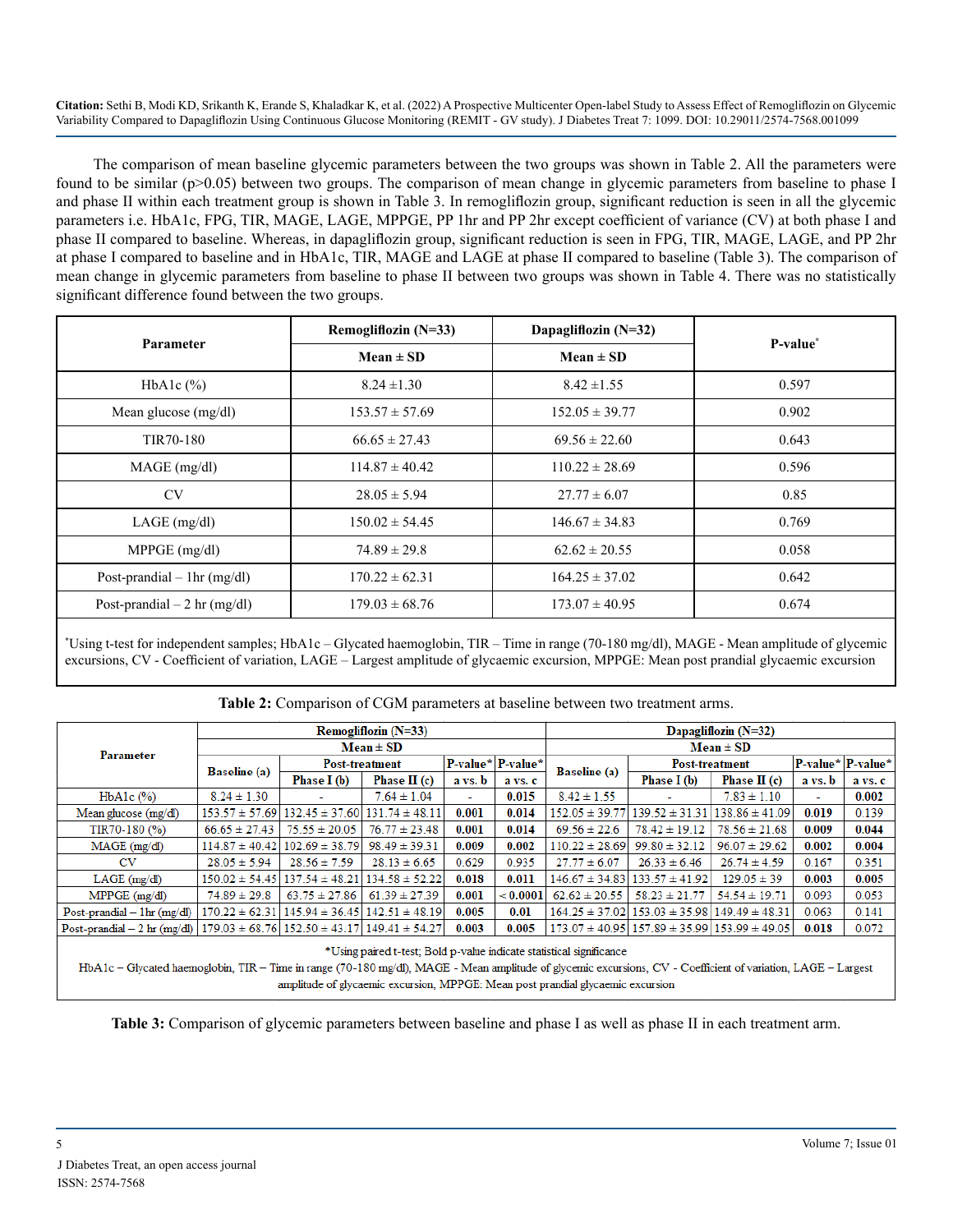The comparison of mean baseline glycemic parameters between the two groups was shown in Table 2. All the parameters were found to be similar (p>0.05) between two groups. The comparison of mean change in glycemic parameters from baseline to phase I and phase II within each treatment group is shown in Table 3. In remogliflozin group, significant reduction is seen in all the glycemic parameters i.e. HbA1c, FPG, TIR, MAGE, LAGE, MPPGE, PP 1hr and PP 2hr except coefficient of variance (CV) at both phase I and phase II compared to baseline. Whereas, in dapagliflozin group, significant reduction is seen in FPG, TIR, MAGE, LAGE, and PP 2hr at phase I compared to baseline and in HbA1c, TIR, MAGE and LAGE at phase II compared to baseline (Table 3). The comparison of mean change in glycemic parameters from baseline to phase II between two groups was shown in Table 4. There was no statistically significant difference found between the two groups.

| Parameter | Remogliflozin (N=33) | Dapagliflozin (N=32) | P-value* |
|---|---|---|---|
| | Mean ± SD | Mean ± SD | |
| HbA1c (%) | 8.24 ±1.30 | 8.42 ±1.55 | 0.597 |
| Mean glucose (mg/dl) | 153.57 ± 57.69 | 152.05 ± 39.77 | 0.902 |
| TIR70-180 | 66.65 ± 27.43 | 69.56 ± 22.60 | 0.643 |
| MAGE (mg/dl) | 114.87 ± 40.42 | 110.22 ± 28.69 | 0.596 |
| CV | 28.05 ± 5.94 | 27.77 ± 6.07 | 0.85 |
| LAGE (mg/dl) | 150.02 ± 54.45 | 146.67 ± 34.83 | 0.769 |
| MPPGE (mg/dl) | 74.89 ± 29.8 | 62.62 ± 20.55 | 0.058 |
| Post-prandial – 1hr (mg/dl) | 170.22 ± 62.31 | 164.25 ± 37.02 | 0.642 |
| Post-prandial – 2 hr (mg/dl) | 179.03 ± 68.76 | 173.07 ± 40.95 | 0.674 |

*Using t-test for independent samples; HbA1c – Glycated haemoglobin, TIR – Time in range (70-180 mg/dl), MAGE - Mean amplitude of glycemic excursions, CV - Coefficient of variation, LAGE – Largest amplitude of glycaemic excursion, MPPGE: Mean post prandial glycaemic excursion

**Table 2:** Comparison of CGM parameters at baseline between two treatment arms.

| Parameter | Remogliflozin (N=33) | | | | | Dapagliflozin (N=32) | | | | |
|---|---|---|---|---|---|---|---|---|---|---|
| | Mean ± SD | | | | | Mean ± SD | | | | |
| | Baseline (a) | Post-treatment | | P-value* | P-value* | Baseline (a) | Post-treatment | | P-value* | P-value* |
| | | Phase I (b) | Phase II (c) | a vs. b | a vs. c | | Phase I (b) | Phase II (c) | a vs. b | a vs. c |
| HbA1c (%) | 8.24 ± 1.30 | - | 7.64 ± 1.04 | - | **0.015** | 8.42 ± 1.55 | - | 7.83 ± 1.10 | - | **0.002** |
| Mean glucose (mg/dl) | 153.57 ± 57.69 | 132.45 ± 37.60 | 131.74 ± 48.11 | **0.001** | **0.014** | 152.05 ± 39.77 | 139.52 ± 31.31 | 138.86 ± 41.09 | **0.019** | 0.139 |
| TIR70-180 (%) | 66.65 ± 27.43 | 75.55 ± 20.05 | 76.77 ± 23.48 | **0.001** | **0.014** | 69.56 ± 22.6 | 78.42 ± 19.12 | 78.56 ± 21.68 | **0.009** | **0.044** |
| MAGE (mg/dl) | 114.87 ± 40.42 | 102.69 ± 38.79 | 98.49 ± 39.31 | **0.009** | **0.002** | 110.22 ± 28.69 | 99.80 ± 32.12 | 96.07 ± 29.62 | **0.002** | **0.004** |
| CV | 28.05 ± 5.94 | 28.56 ± 7.59 | 28.13 ± 6.65 | 0.629 | 0.935 | 27.77 ± 6.07 | 26.33 ± 6.46 | 26.74 ± 4.59 | 0.167 | 0.351 |
| LAGE (mg/dl) | 150.02 ± 54.45 | 137.54 ± 48.21 | 134.58 ± 52.22 | **0.018** | **0.011** | 146.67 ± 34.83 | 133.57 ± 41.92 | 129.05 ± 39 | **0.003** | **0.005** |
| MPPGE (mg/dl) | 74.89 ± 29.8 | 63.75 ± 27.86 | 61.39 ± 27.39 | **0.001** | **< 0.0001** | 62.62 ± 20.55 | 58.23 ± 21.77 | 54.54 ± 19.71 | 0.093 | 0.053 |
| Post-prandial – 1hr (mg/dl) | 170.22 ± 62.31 | 145.94 ± 36.45 | 142.51 ± 48.19 | **0.005** | **0.01** | 164.25 ± 37.02 | 153.03 ± 35.98 | 149.49 ± 48.31 | 0.063 | 0.141 |
| Post-prandial – 2 hr (mg/dl) | 179.03 ± 68.76 | 152.50 ± 43.17 | 149.41 ± 54.27 | **0.003** | **0.005** | 173.07 ± 40.95 | 157.89 ± 35.99 | 153.99 ± 49.05 | **0.018** | 0.072 |

*Using paired t-test; Bold p-value indicate statistical significance

HbA1c – Glycated haemoglobin, TIR – Time in range (70-180 mg/dl), MAGE - Mean amplitude of glycemic excursions, CV - Coefficient of variation, LAGE – Largest amplitude of glycaemic excursion, MPPGE: Mean post prandial glycaemic excursion

**Table 3:** Comparison of glycemic parameters between baseline and phase I as well as phase II in each treatment arm.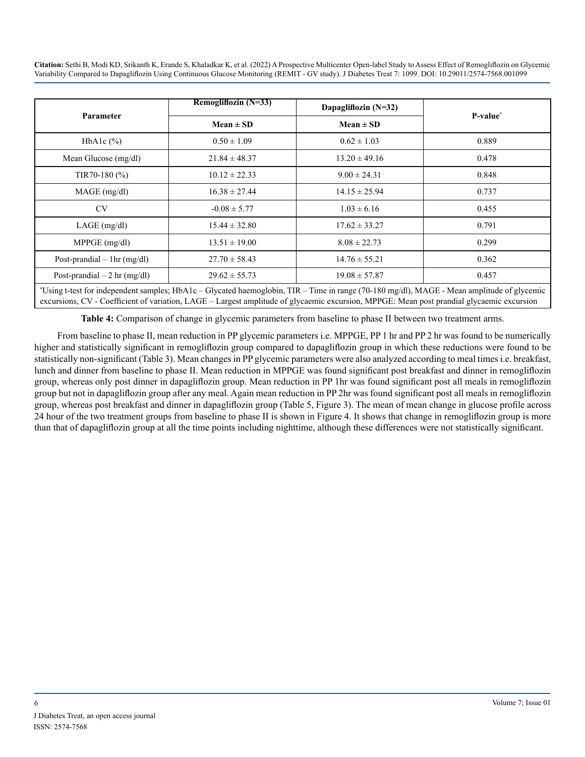| Parameter | Remogliflozin (N=33) | Dapagliflozin (N=32) | P-value* |
|---|---|---|---|
| | Mean ± SD | Mean ± SD | |
| HbA1c (%) | 0.50 ± 1.09 | 0.62 ± 1.03 | 0.889 |
| Mean Glucose (mg/dl) | 21.84 ± 48.37 | 13.20 ± 49.16 | 0.478 |
| TIR70-180 (%) | 10.12 ± 22.33 | 9.00 ± 24.31 | 0.848 |
| MAGE (mg/dl) | 16.38 ± 27.44 | 14.15 ± 25.94 | 0.737 |
| CV | -0.08 ± 5.77 | 1.03 ± 6.16 | 0.455 |
| LAGE (mg/dl) | 15.44 ± 32.80 | 17.62 ± 33.27 | 0.791 |
| MPPGE (mg/dl) | 13.51 ± 19.00 | 8.08 ± 22.73 | 0.299 |
| Post-prandial – 1hr (mg/dl) | 27.70 ± 58.43 | 14.76 ± 55.21 | 0.362 |
| Post-prandial – 2 hr (mg/dl) | 29.62 ± 55.73 | 19.08 ± 57.87 | 0.457 |

*Using t-test for independent samples; HbA1c – Glycated haemoglobin, TIR – Time in range (70-180 mg/dl), MAGE - Mean amplitude of glycemic excursions, CV - Coefficient of variation, LAGE – Largest amplitude of glycaemic excursion, MPPGE: Mean post prandial glycaemic excursion

**Table 4:** Comparison of change in glycemic parameters from baseline to phase II between two treatment arms.

From baseline to phase II, mean reduction in PP glycemic parameters i.e. MPPGE, PP 1 hr and PP 2 hr was found to be numerically higher and statistically significant in remogliflozin group compared to dapagliflozin group in which these reductions were found to be statistically non-significant (Table 3). Mean changes in PP glycemic parameters were also analyzed according to meal times i.e. breakfast, lunch and dinner from baseline to phase II. Mean reduction in MPPGE was found significant post breakfast and dinner in remogliflozin group, whereas only post dinner in dapagliflozin group. Mean reduction in PP 1hr was found significant post all meals in remogliflozin group but not in dapagliflozin group after any meal. Again mean reduction in PP 2hr was found significant post all meals in remogliflozin group, whereas post breakfast and dinner in dapagliflozin group (Table 5, Figure 3). The mean of mean change in glucose profile across 24 hour of the two treatment groups from baseline to phase II is shown in Figure 4. It shows that change in remogliflozin group is more than that of dapagliflozin group at all the time points including nighttime, although these differences were not statistically significant.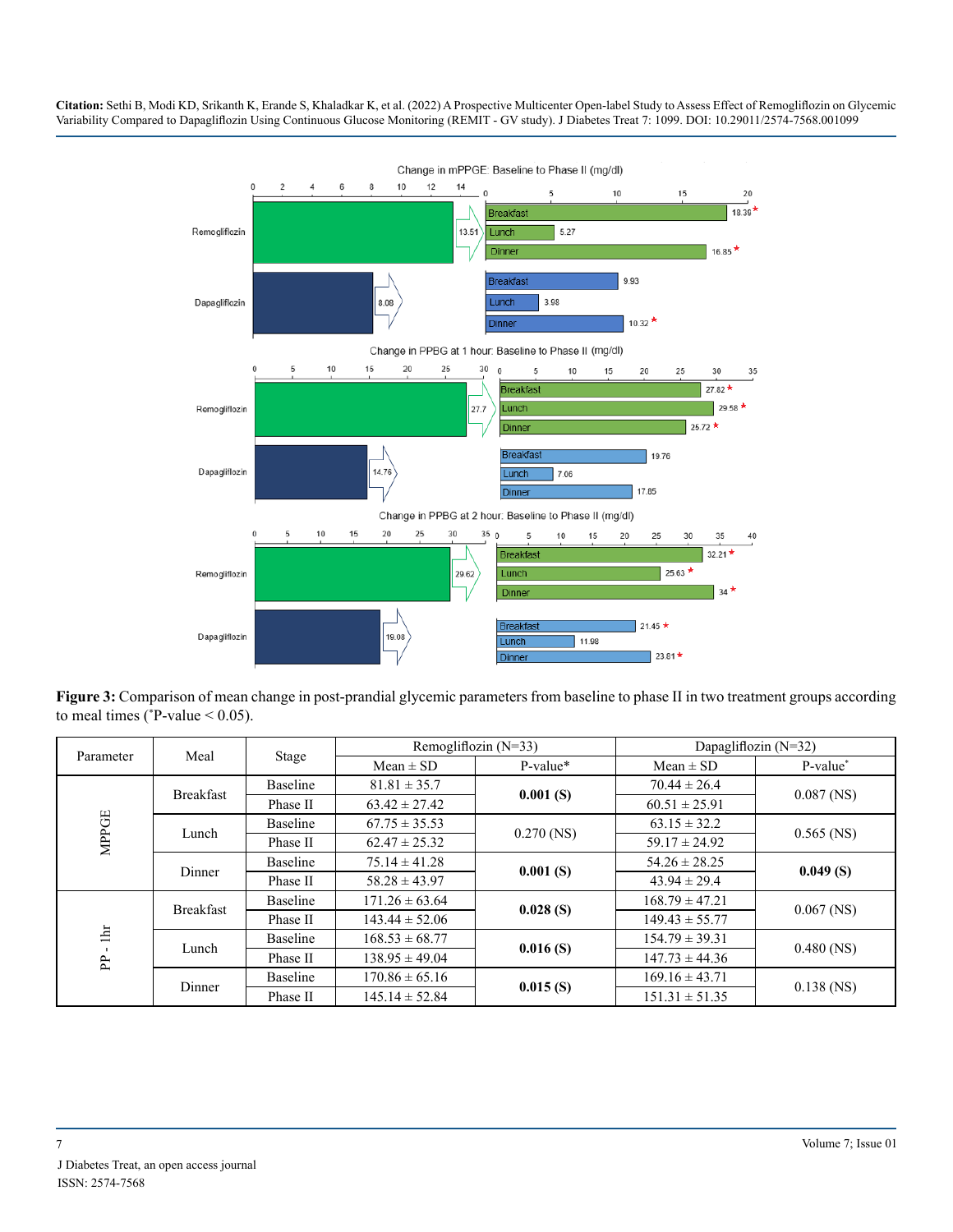**Figure 3:** Comparison of mean change in post-prandial glycemic parameters from baseline to phase II in two treatment groups according to meal times (*P-value < 0.05).

| Parameter | Meal | Stage | Remogliflozin (N=33) | | Dapagliflozin (N=32) | |
|---|---|---|---|---|---|---|
| | | | Mean ± SD | P-value* | Mean ± SD | P-value* |
| MPPGE | Breakfast | Baseline | 81.81 ± 35.7 | **0.001 (S)** | 70.44 ± 26.4 | 0.087 (NS) |
| | | Phase II | 63.42 ± 27.42 | | 60.51 ± 25.91 | |
| | Lunch | Baseline | 67.75 ± 35.53 | 0.270 (NS) | 63.15 ± 32.2 | 0.565 (NS) |
| | | Phase II | 62.47 ± 25.32 | | 59.17 ± 24.92 | |
| | Dinner | Baseline | 75.14 ± 41.28 | **0.001 (S)** | 54.26 ± 28.25 | **0.049 (S)** |
| | | Phase II | 58.28 ± 43.97 | | 43.94 ± 29.4 | |
| PP - 1hr | Breakfast | Baseline | 171.26 ± 63.64 | **0.028 (S)** | 168.79 ± 47.21 | 0.067 (NS) |
| | | Phase II | 143.44 ± 52.06 | | 149.43 ± 55.77 | |
| | Lunch | Baseline | 168.53 ± 68.77 | **0.016 (S)** | 154.79 ± 39.31 | 0.480 (NS) |
| | | Phase II | 138.95 ± 49.04 | | 147.73 ± 44.36 | |
| | Dinner | Baseline | 170.86 ± 65.16 | **0.015 (S)** | 169.16 ± 43.71 | 0.138 (NS) |
| | | Phase II | 145.14 ± 52.84 | | 151.31 ± 51.35 | |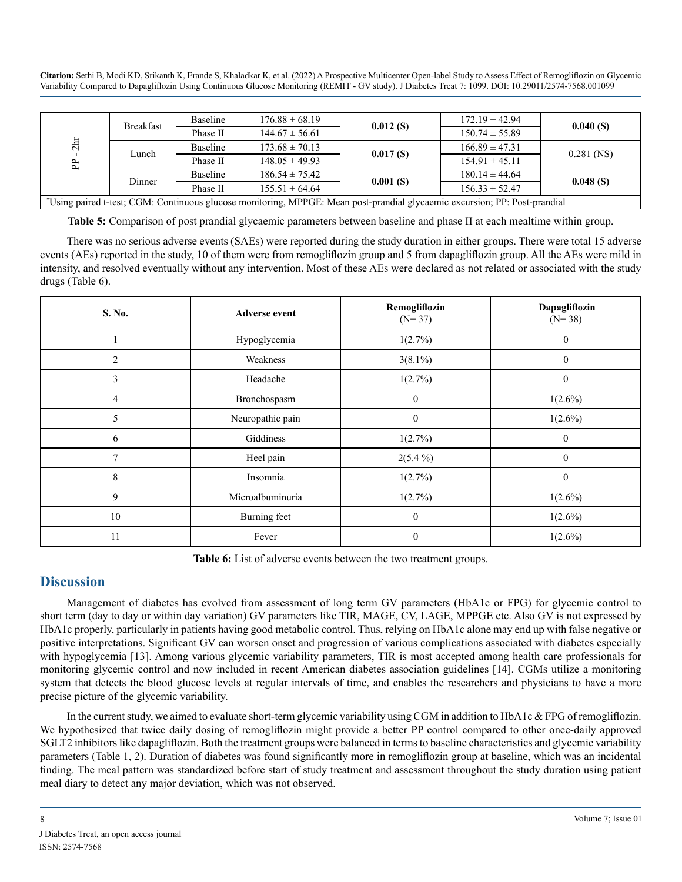| | | | | | | |
|---|---|---|---|---|---|---|
| PP - 2hr | Breakfast | Baseline | 176.88 ± 68.19 | **0.012 (S)** | 172.19 ± 42.94 | **0.040 (S)** |
| | | Phase II | 144.67 ± 56.61 | | 150.74 ± 55.89 | |
| | Lunch | Baseline | 173.68 ± 70.13 | **0.017 (S)** | 166.89 ± 47.31 | 0.281 (NS) |
| | | Phase II | 148.05 ± 49.93 | | 154.91 ± 45.11 | |
| | Dinner | Baseline | 186.54 ± 75.42 | **0.001 (S)** | 180.14 ± 44.64 | **0.048 (S)** |
| | | Phase II | 155.51 ± 64.64 | | 156.33 ± 52.47 | |

*Using paired t-test; CGM: Continuous glucose monitoring, MPPGE: Mean post-prandial glycaemic excursion; PP: Post-prandial

**Table 5:** Comparison of post prandial glycaemic parameters between baseline and phase II at each mealtime within group.

There was no serious adverse events (SAEs) were reported during the study duration in either groups. There were total 15 adverse events (AEs) reported in the study, 10 of them were from remogliflozin group and 5 from dapagliflozin group. All the AEs were mild in intensity, and resolved eventually without any intervention. Most of these AEs were declared as not related or associated with the study drugs (Table 6).

| S. No. | Adverse event | Remogliflozin (N= 37) | Dapagliflozin (N= 38) |
|---|---|---|---|
| 1 | Hypoglycemia | 1(2.7%) | 0 |
| 2 | Weakness | 3(8.1%) | 0 |
| 3 | Headache | 1(2.7%) | 0 |
| 4 | Bronchospasm | 0 | 1(2.6%) |
| 5 | Neuropathic pain | 0 | 1(2.6%) |
| 6 | Giddiness | 1(2.7%) | 0 |
| 7 | Heel pain | 2(5.4 %) | 0 |
| 8 | Insomnia | 1(2.7%) | 0 |
| 9 | Microalbuminuria | 1(2.7%) | 1(2.6%) |
| 10 | Burning feet | 0 | 1(2.6%) |
| 11 | Fever | 0 | 1(2.6%) |

**Table 6:** List of adverse events between the two treatment groups.

## Discussion

Management of diabetes has evolved from assessment of long term GV parameters (HbA1c or FPG) for glycemic control to short term (day to day or within day variation) GV parameters like TIR, MAGE, CV, LAGE, MPPGE etc. Also GV is not expressed by HbA1c properly, particularly in patients having good metabolic control. Thus, relying on HbA1c alone may end up with false negative or positive interpretations. Significant GV can worsen onset and progression of various complications associated with diabetes especially with hypoglycemia [13]. Among various glycemic variability parameters, TIR is most accepted among health care professionals for monitoring glycemic control and now included in recent American diabetes association guidelines [14]. CGMs utilize a monitoring system that detects the blood glucose levels at regular intervals of time, and enables the researchers and physicians to have a more precise picture of the glycemic variability.

In the current study, we aimed to evaluate short-term glycemic variability using CGM in addition to HbA1c & FPG of remogliflozin. We hypothesized that twice daily dosing of remogliflozin might provide a better PP control compared to other once-daily approved SGLT2 inhibitors like dapagliflozin. Both the treatment groups were balanced in terms to baseline characteristics and glycemic variability parameters (Table 1, 2). Duration of diabetes was found significantly more in remogliflozin group at baseline, which was an incidental finding. The meal pattern was standardized before start of study treatment and assessment throughout the study duration using patient meal diary to detect any major deviation, which was not observed.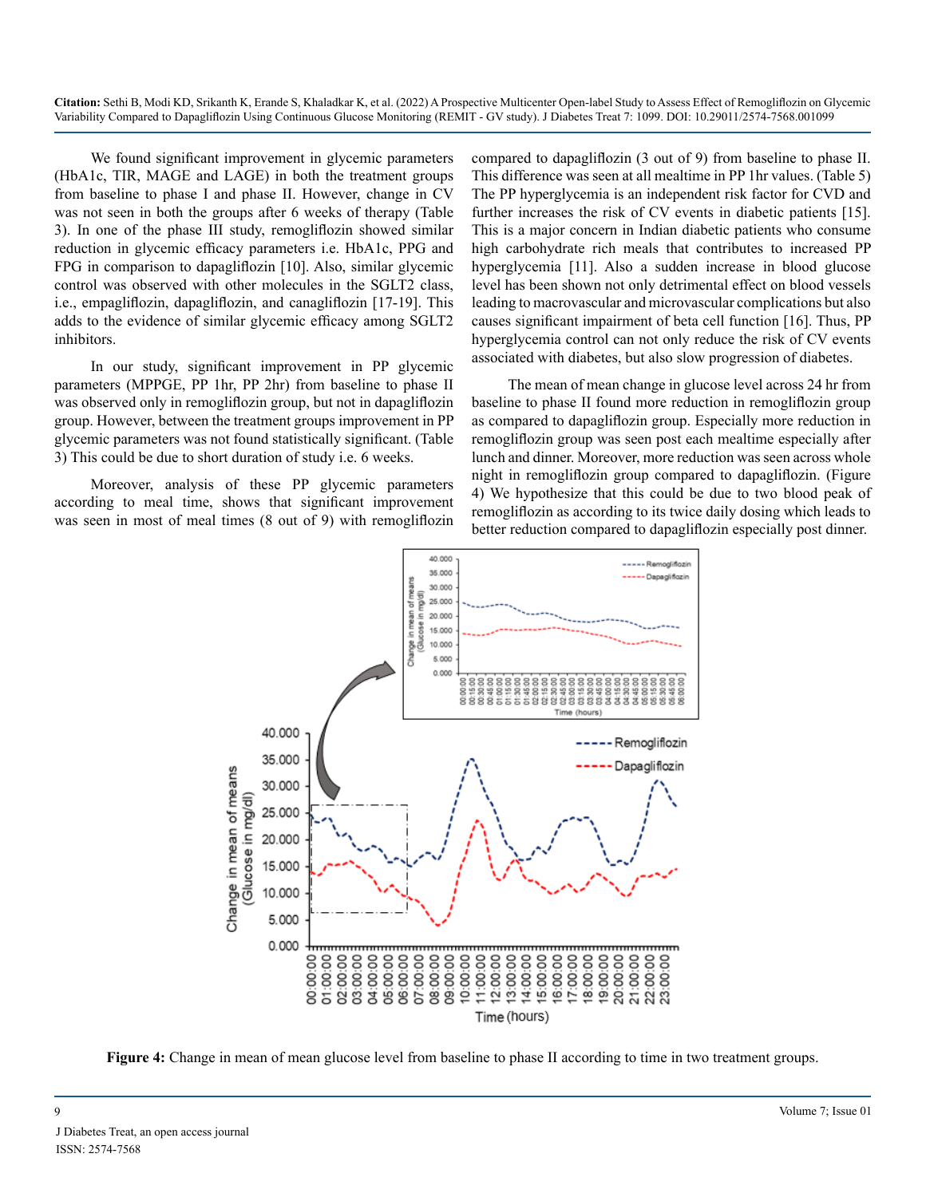We found significant improvement in glycemic parameters (HbA1c, TIR, MAGE and LAGE) in both the treatment groups from baseline to phase I and phase II. However, change in CV was not seen in both the groups after 6 weeks of therapy (Table 3). In one of the phase III study, remogliflozin showed similar reduction in glycemic efficacy parameters i.e. HbA1c, PPG and FPG in comparison to dapagliflozin [10]. Also, similar glycemic control was observed with other molecules in the SGLT2 class, i.e., empagliflozin, dapagliflozin, and canagliflozin [17-19]. This adds to the evidence of similar glycemic efficacy among SGLT2 inhibitors.

In our study, significant improvement in PP glycemic parameters (MPPGE, PP 1hr, PP 2hr) from baseline to phase II was observed only in remogliflozin group, but not in dapagliflozin group. However, between the treatment groups improvement in PP glycemic parameters was not found statistically significant. (Table 3) This could be due to short duration of study i.e. 6 weeks.

Moreover, analysis of these PP glycemic parameters according to meal time, shows that significant improvement was seen in most of meal times (8 out of 9) with remogliflozin compared to dapagliflozin (3 out of 9) from baseline to phase II. This difference was seen at all mealtime in PP 1hr values. (Table 5) The PP hyperglycemia is an independent risk factor for CVD and further increases the risk of CV events in diabetic patients [15]. This is a major concern in Indian diabetic patients who consume high carbohydrate rich meals that contributes to increased PP hyperglycemia [11]. Also a sudden increase in blood glucose level has been shown not only detrimental effect on blood vessels leading to macrovascular and microvascular complications but also causes significant impairment of beta cell function [16]. Thus, PP hyperglycemia control can not only reduce the risk of CV events associated with diabetes, but also slow progression of diabetes.

The mean of mean change in glucose level across 24 hr from baseline to phase II found more reduction in remogliflozin group as compared to dapagliflozin group. Especially more reduction in remogliflozin group was seen post each mealtime especially after lunch and dinner. Moreover, more reduction was seen across whole night in remogliflozin group compared to dapagliflozin. (Figure 4) We hypothesize that this could be due to two blood peak of remogliflozin as according to its twice daily dosing which leads to better reduction compared to dapagliflozin especially post dinner.

**Figure 4:** Change in mean of mean glucose level from baseline to phase II according to time in two treatment groups.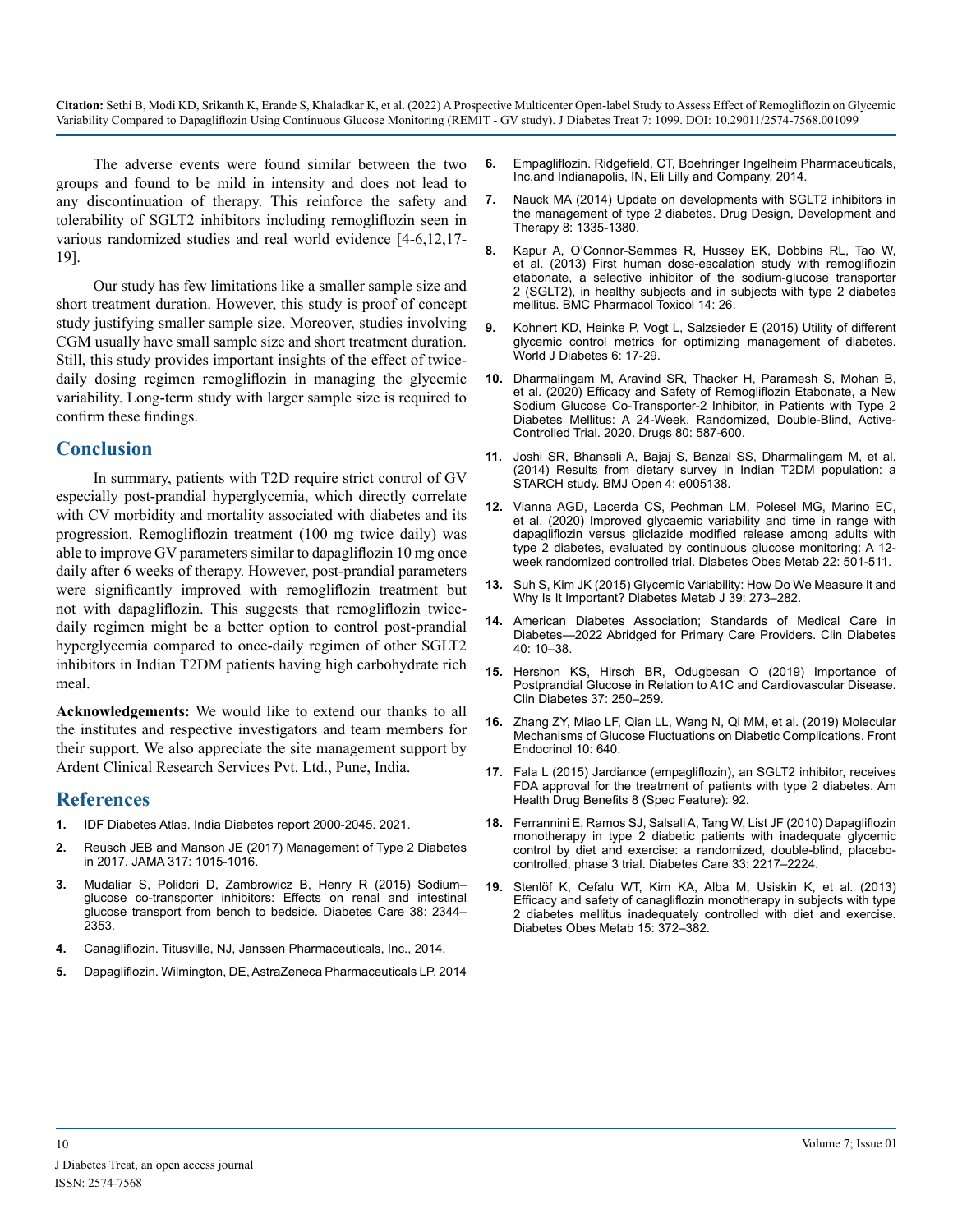The adverse events were found similar between the two groups and found to be mild in intensity and does not lead to any discontinuation of therapy. This reinforce the safety and tolerability of SGLT2 inhibitors including remogliflozin seen in various randomized studies and real world evidence [4-6,12,17-19].

Our study has few limitations like a smaller sample size and short treatment duration. However, this study is proof of concept study justifying smaller sample size. Moreover, studies involving CGM usually have small sample size and short treatment duration. Still, this study provides important insights of the effect of twice-daily dosing regimen remogliflozin in managing the glycemic variability. Long-term study with larger sample size is required to confirm these findings.

## Conclusion

In summary, patients with T2D require strict control of GV especially post-prandial hyperglycemia, which directly correlate with CV morbidity and mortality associated with diabetes and its progression. Remogliflozin treatment (100 mg twice daily) was able to improve GV parameters similar to dapagliflozin 10 mg once daily after 6 weeks of therapy. However, post-prandial parameters were significantly improved with remogliflozin treatment but not with dapagliflozin. This suggests that remogliflozin twice-daily regimen might be a better option to control post-prandial hyperglycemia compared to once-daily regimen of other SGLT2 inhibitors in Indian T2DM patients having high carbohydrate rich meal.

**Acknowledgements:** We would like to extend our thanks to all the institutes and respective investigators and team members for their support. We also appreciate the site management support by Ardent Clinical Research Services Pvt. Ltd., Pune, India.

## References

1. IDF Diabetes Atlas. India Diabetes report 2000-2045. 2021.
2. Reusch JEB and Manson JE (2017) Management of Type 2 Diabetes in 2017. JAMA 317: 1015-1016.
3. Mudaliar S, Polidori D, Zambrowicz B, Henry R (2015) Sodium–glucose co-transporter inhibitors: Effects on renal and intestinal glucose transport from bench to bedside. Diabetes Care 38: 2344–2353.
4. Canagliflozin. Titusville, NJ, Janssen Pharmaceuticals, Inc., 2014.
5. Dapagliflozin. Wilmington, DE, AstraZeneca Pharmaceuticals LP, 2014
6. Empagliflozin. Ridgefield, CT, Boehringer Ingelheim Pharmaceuticals, Inc.and Indianapolis, IN, Eli Lilly and Company, 2014.
7. Nauck MA (2014) Update on developments with SGLT2 inhibitors in the management of type 2 diabetes. Drug Design, Development and Therapy 8: 1335-1380.
8. Kapur A, O'Connor-Semmes R, Hussey EK, Dobbins RL, Tao W, et al. (2013) First human dose-escalation study with remogliflozin etabonate, a selective inhibitor of the sodium-glucose transporter 2 (SGLT2), in healthy subjects and in subjects with type 2 diabetes mellitus. BMC Pharmacol Toxicol 14: 26.
9. Kohnert KD, Heinke P, Vogt L, Salzsieder E (2015) Utility of different glycemic control metrics for optimizing management of diabetes. World J Diabetes 6: 17-29.
10. Dharmalingam M, Aravind SR, Thacker H, Paramesh S, Mohan B, et al. (2020) Efficacy and Safety of Remogliflozin Etabonate, a New Sodium Glucose Co-Transporter-2 Inhibitor, in Patients with Type 2 Diabetes Mellitus: A 24-Week, Randomized, Double-Blind, Active-Controlled Trial. 2020. Drugs 80: 587-600.
11. Joshi SR, Bhansali A, Bajaj S, Banzal SS, Dharmalingam M, et al. (2014) Results from dietary survey in Indian T2DM population: a STARCH study. BMJ Open 4: e005138.
12. Vianna AGD, Lacerda CS, Pechman LM, Polesel MG, Marino EC, et al. (2020) Improved glycaemic variability and time in range with dapagliflozin versus gliclazide modified release among adults with type 2 diabetes, evaluated by continuous glucose monitoring: A 12-week randomized controlled trial. Diabetes Obes Metab 22: 501-511.
13. Suh S, Kim JK (2015) Glycemic Variability: How Do We Measure It and Why Is It Important? Diabetes Metab J 39: 273–282.
14. American Diabetes Association; Standards of Medical Care in Diabetes—2022 Abridged for Primary Care Providers. Clin Diabetes 40: 10–38.
15. Hershon KS, Hirsch BR, Odugbesan O (2019) Importance of Postprandial Glucose in Relation to A1C and Cardiovascular Disease. Clin Diabetes 37: 250–259.
16. Zhang ZY, Miao LF, Qian LL, Wang N, Qi MM, et al. (2019) Molecular Mechanisms of Glucose Fluctuations on Diabetic Complications. Front Endocrinol 10: 640.
17. Fala L (2015) Jardiance (empagliflozin), an SGLT2 inhibitor, receives FDA approval for the treatment of patients with type 2 diabetes. Am Health Drug Benefits 8 (Spec Feature): 92.
18. Ferrannini E, Ramos SJ, Salsali A, Tang W, List JF (2010) Dapagliflozin monotherapy in type 2 diabetic patients with inadequate glycemic control by diet and exercise: a randomized, double-blind, placebo-controlled, phase 3 trial. Diabetes Care 33: 2217–2224.
19. Stenlöf K, Cefalu WT, Kim KA, Alba M, Usiskin K, et al. (2013) Efficacy and safety of canagliflozin monotherapy in subjects with type 2 diabetes mellitus inadequately controlled with diet and exercise. Diabetes Obes Metab 15: 372–382.